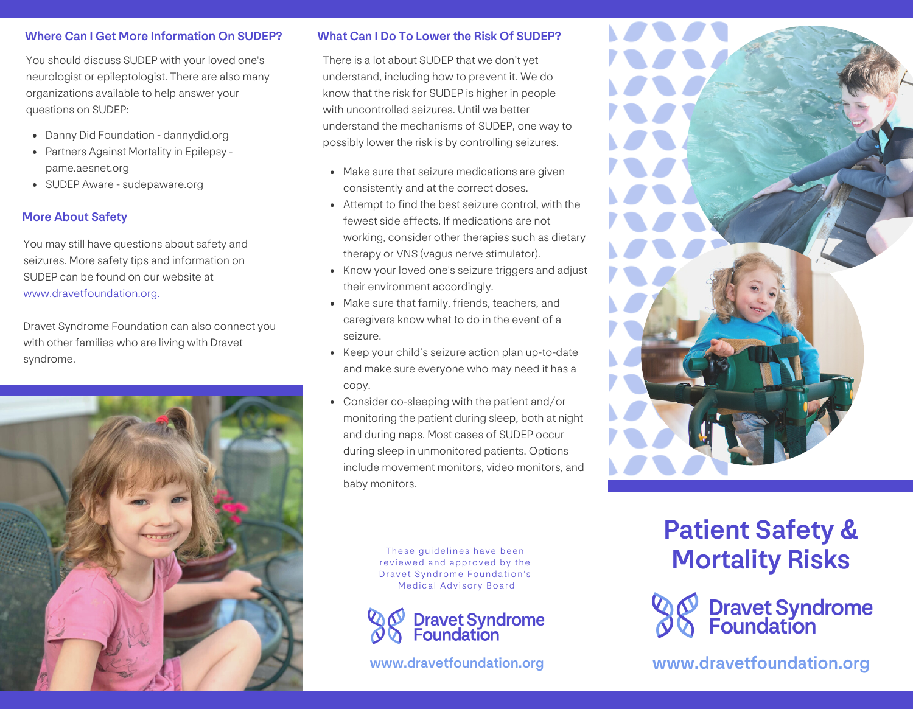## Where Can I Get More Information On SUDEP?

You should discuss SUDEP with your loved one's neurologist or epileptologist. There are also many organizations available to help answer your questions on SUDEP:

- Danny Did Foundation - dannydid.org
- Partners Against Mortality in Epilepsy - pame.aesnet.org
- SUDEP Aware - sudepaware.org

## More About Safety

You may still have questions about safety and seizures. More safety tips and information on SUDEP can be found on our website at www.dravetfoundation.org.

Dravet Syndrome Foundation can also connect you with other families who are living with Dravet syndrome.

## What Can I Do To Lower the Risk Of SUDEP?

There is a lot about SUDEP that we don't yet understand, including how to prevent it. We do know that the risk for SUDEP is higher in people with uncontrolled seizures. Until we better understand the mechanisms of SUDEP, one way to possibly lower the risk is by controlling seizures.

- Make sure that seizure medications are given consistently and at the correct doses.
- Attempt to find the best seizure control, with the fewest side effects. If medications are not working, consider other therapies such as dietary therapy or VNS (vagus nerve stimulator).
- Know your loved one's seizure triggers and adjust their environment accordingly.
- Make sure that family, friends, teachers, and caregivers know what to do in the event of a seizure.
- Keep your child's seizure action plan up-to-date and make sure everyone who may need it has a copy.
- Consider co-sleeping with the patient and/or monitoring the patient during sleep, both at night and during naps. Most cases of SUDEP occur during sleep in unmonitored patients. Options include movement monitors, video monitors, and baby monitors.

These guidelines have been reviewed and approved by the Dravet Syndrome Foundation's Medical Advisory Board

Dravet Syndrome Foundation

www.dravetfoundation.org

# Patient Safety & Mortality Risks

Dravet Syndrome Foundation

www.dravetfoundation.org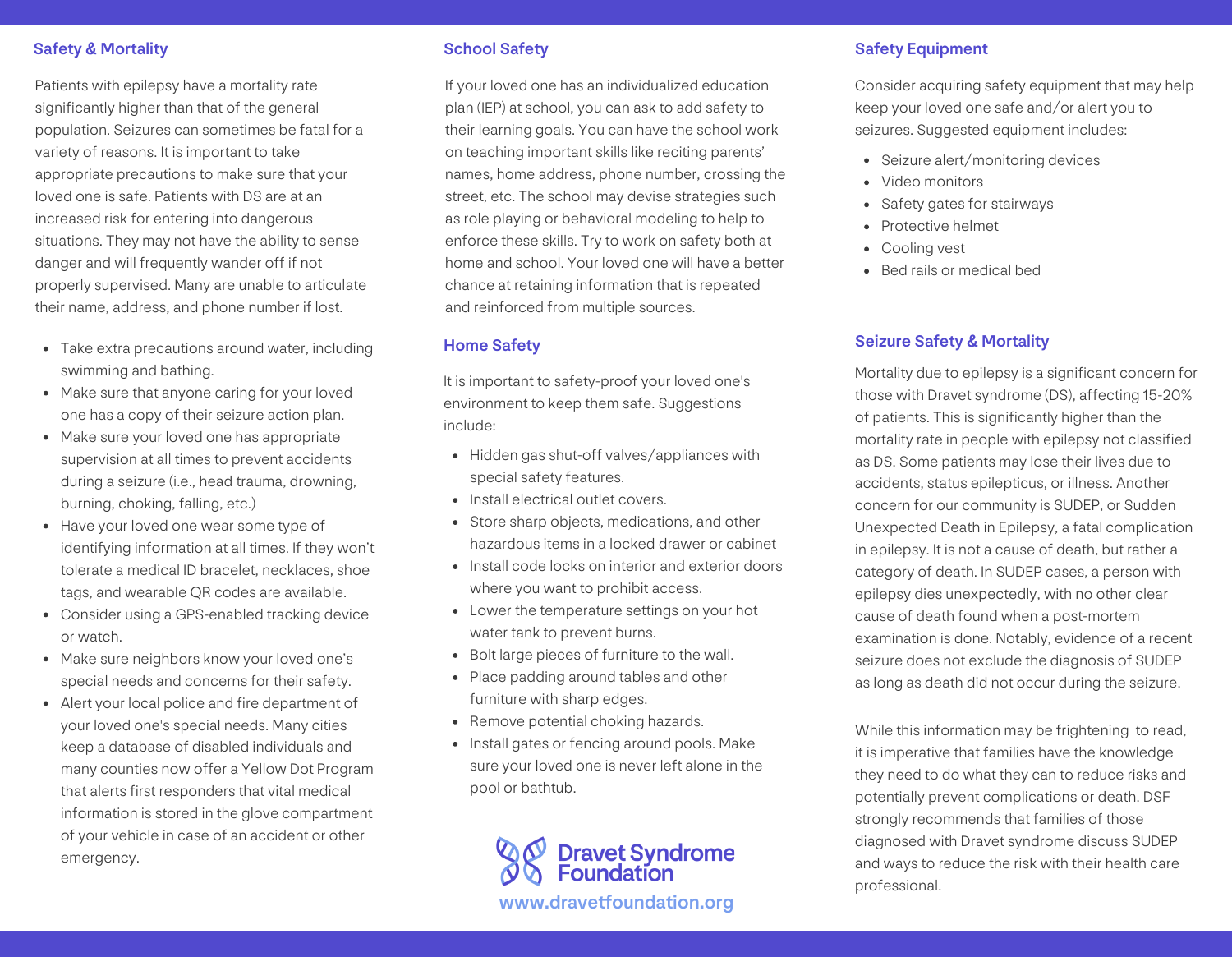## Safety & Mortality

Patients with epilepsy have a mortality rate significantly higher than that of the general population. Seizures can sometimes be fatal for a variety of reasons. It is important to take appropriate precautions to make sure that your loved one is safe. Patients with DS are at an increased risk for entering into dangerous situations. They may not have the ability to sense danger and will frequently wander off if not properly supervised. Many are unable to articulate their name, address, and phone number if lost.

- Take extra precautions around water, including swimming and bathing.
- Make sure that anyone caring for your loved one has a copy of their seizure action plan.
- Make sure your loved one has appropriate supervision at all times to prevent accidents during a seizure (i.e., head trauma, drowning, burning, choking, falling, etc.)
- Have your loved one wear some type of identifying information at all times. If they won't tolerate a medical ID bracelet, necklaces, shoe tags, and wearable QR codes are available.
- Consider using a GPS-enabled tracking device or watch.
- Make sure neighbors know your loved one's special needs and concerns for their safety.
- Alert your local police and fire department of your loved one's special needs. Many cities keep a database of disabled individuals and many counties now offer a Yellow Dot Program that alerts first responders that vital medical information is stored in the glove compartment of your vehicle in case of an accident or other emergency.

## School Safety

If your loved one has an individualized education plan (IEP) at school, you can ask to add safety to their learning goals. You can have the school work on teaching important skills like reciting parents' names, home address, phone number, crossing the street, etc. The school may devise strategies such as role playing or behavioral modeling to help to enforce these skills. Try to work on safety both at home and school. Your loved one will have a better chance at retaining information that is repeated and reinforced from multiple sources.

## Home Safety

It is important to safety-proof your loved one's environment to keep them safe. Suggestions include:

- Hidden gas shut-off valves/appliances with special safety features.
- Install electrical outlet covers.
- Store sharp objects, medications, and other hazardous items in a locked drawer or cabinet
- Install code locks on interior and exterior doors where you want to prohibit access.
- Lower the temperature settings on your hot water tank to prevent burns.
- Bolt large pieces of furniture to the wall.
- Place padding around tables and other furniture with sharp edges.
- Remove potential choking hazards.
- Install gates or fencing around pools. Make sure your loved one is never left alone in the pool or bathtub.

Dravet Syndrome Foundation

www.dravetfoundation.org

## Safety Equipment

Consider acquiring safety equipment that may help keep your loved one safe and/or alert you to seizures. Suggested equipment includes:

- Seizure alert/monitoring devices
- Video monitors
- Safety gates for stairways
- Protective helmet
- Cooling vest
- Bed rails or medical bed

## Seizure Safety & Mortality

Mortality due to epilepsy is a significant concern for those with Dravet syndrome (DS), affecting 15-20% of patients. This is significantly higher than the mortality rate in people with epilepsy not classified as DS. Some patients may lose their lives due to accidents, status epilepticus, or illness. Another concern for our community is SUDEP, or Sudden Unexpected Death in Epilepsy, a fatal complication in epilepsy. It is not a cause of death, but rather a category of death. In SUDEP cases, a person with epilepsy dies unexpectedly, with no other clear cause of death found when a post-mortem examination is done. Notably, evidence of a recent seizure does not exclude the diagnosis of SUDEP as long as death did not occur during the seizure.

While this information may be frightening to read, it is imperative that families have the knowledge they need to do what they can to reduce risks and potentially prevent complications or death. DSF strongly recommends that families of those diagnosed with Dravet syndrome discuss SUDEP and ways to reduce the risk with their health care professional.